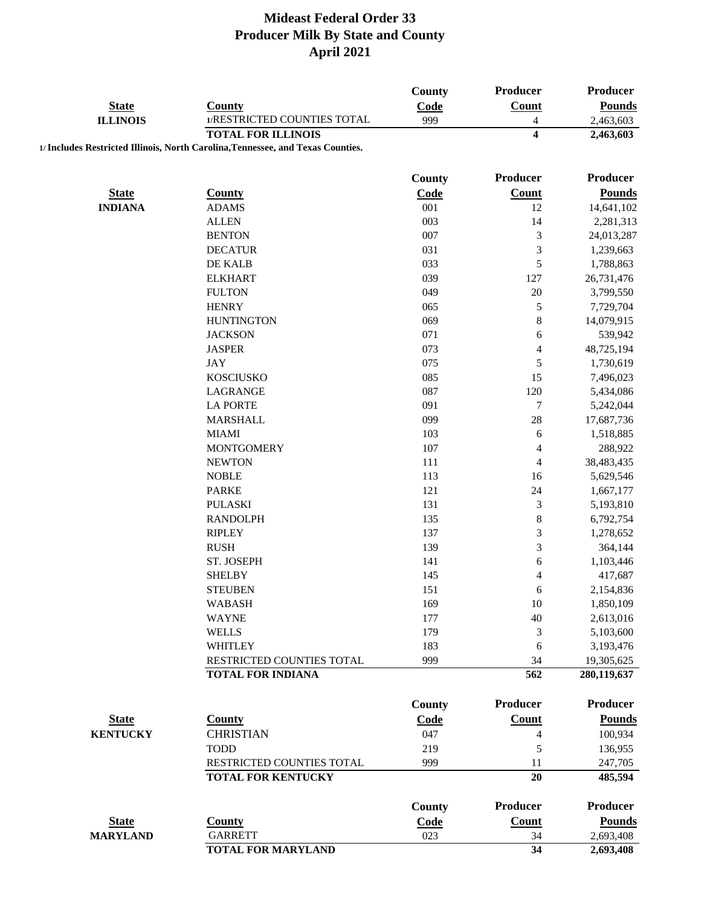# Mideast Federal Order 33
## Producer Milk By State and County
## April 2021

| State | County | County Code | Producer Count | Producer Pounds |
|---|---|---|---|---|
| ILLINOIS | 1/RESTRICTED COUNTIES TOTAL | 999 | 4 | 2,463,603 |
| | **TOTAL FOR ILLINOIS** | | **4** | **2,463,603** |

**1/ Includes Restricted Illinois, North Carolina,Tennessee, and Texas Counties.**

| State | County | County Code | Producer Count | Producer Pounds |
|---|---|---|---|---|
| INDIANA | ADAMS | 001 | 12 | 14,641,102 |
| | ALLEN | 003 | 14 | 2,281,313 |
| | BENTON | 007 | 3 | 24,013,287 |
| | DECATUR | 031 | 3 | 1,239,663 |
| | DE KALB | 033 | 5 | 1,788,863 |
| | ELKHART | 039 | 127 | 26,731,476 |
| | FULTON | 049 | 20 | 3,799,550 |
| | HENRY | 065 | 5 | 7,729,704 |
| | HUNTINGTON | 069 | 8 | 14,079,915 |
| | JACKSON | 071 | 6 | 539,942 |
| | JASPER | 073 | 4 | 48,725,194 |
| | JAY | 075 | 5 | 1,730,619 |
| | KOSCIUSKO | 085 | 15 | 7,496,023 |
| | LAGRANGE | 087 | 120 | 5,434,086 |
| | LA PORTE | 091 | 7 | 5,242,044 |
| | MARSHALL | 099 | 28 | 17,687,736 |
| | MIAMI | 103 | 6 | 1,518,885 |
| | MONTGOMERY | 107 | 4 | 288,922 |
| | NEWTON | 111 | 4 | 38,483,435 |
| | NOBLE | 113 | 16 | 5,629,546 |
| | PARKE | 121 | 24 | 1,667,177 |
| | PULASKI | 131 | 3 | 5,193,810 |
| | RANDOLPH | 135 | 8 | 6,792,754 |
| | RIPLEY | 137 | 3 | 1,278,652 |
| | RUSH | 139 | 3 | 364,144 |
| | ST. JOSEPH | 141 | 6 | 1,103,446 |
| | SHELBY | 145 | 4 | 417,687 |
| | STEUBEN | 151 | 6 | 2,154,836 |
| | WABASH | 169 | 10 | 1,850,109 |
| | WAYNE | 177 | 40 | 2,613,016 |
| | WELLS | 179 | 3 | 5,103,600 |
| | WHITLEY | 183 | 6 | 3,193,476 |
| | RESTRICTED COUNTIES TOTAL | 999 | 34 | 19,305,625 |
| | **TOTAL FOR INDIANA** | | **562** | **280,119,637** |

| State | County | County Code | Producer Count | Producer Pounds |
|---|---|---|---|---|
| KENTUCKY | CHRISTIAN | 047 | 4 | 100,934 |
| | TODD | 219 | 5 | 136,955 |
| | RESTRICTED COUNTIES TOTAL | 999 | 11 | 247,705 |
| | **TOTAL FOR KENTUCKY** | | **20** | **485,594** |

| State | County | County Code | Producer Count | Producer Pounds |
|---|---|---|---|---|
| MARYLAND | GARRETT | 023 | 34 | 2,693,408 |
| | **TOTAL FOR MARYLAND** | | **34** | **2,693,408** |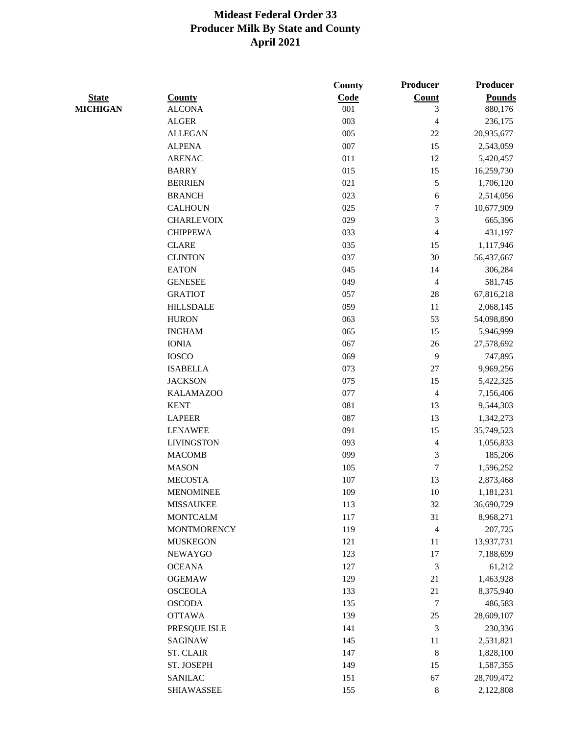# Mideast Federal Order 33
# Producer Milk By State and County
# April 2021

| State | County | County Code | Producer Count | Producer Pounds |
|---|---|---|---|---|
| **MICHIGAN** | ALCONA | 001 | 3 | 880,176 |
| | ALGER | 003 | 4 | 236,175 |
| | ALLEGAN | 005 | 22 | 20,935,677 |
| | ALPENA | 007 | 15 | 2,543,059 |
| | ARENAC | 011 | 12 | 5,420,457 |
| | BARRY | 015 | 15 | 16,259,730 |
| | BERRIEN | 021 | 5 | 1,706,120 |
| | BRANCH | 023 | 6 | 2,514,056 |
| | CALHOUN | 025 | 7 | 10,677,909 |
| | CHARLEVOIX | 029 | 3 | 665,396 |
| | CHIPPEWA | 033 | 4 | 431,197 |
| | CLARE | 035 | 15 | 1,117,946 |
| | CLINTON | 037 | 30 | 56,437,667 |
| | EATON | 045 | 14 | 306,284 |
| | GENESEE | 049 | 4 | 581,745 |
| | GRATIOT | 057 | 28 | 67,816,218 |
| | HILLSDALE | 059 | 11 | 2,068,145 |
| | HURON | 063 | 53 | 54,098,890 |
| | INGHAM | 065 | 15 | 5,946,999 |
| | IONIA | 067 | 26 | 27,578,692 |
| | IOSCO | 069 | 9 | 747,895 |
| | ISABELLA | 073 | 27 | 9,969,256 |
| | JACKSON | 075 | 15 | 5,422,325 |
| | KALAMAZOO | 077 | 4 | 7,156,406 |
| | KENT | 081 | 13 | 9,544,303 |
| | LAPEER | 087 | 13 | 1,342,273 |
| | LENAWEE | 091 | 15 | 35,749,523 |
| | LIVINGSTON | 093 | 4 | 1,056,833 |
| | MACOMB | 099 | 3 | 185,206 |
| | MASON | 105 | 7 | 1,596,252 |
| | MECOSTA | 107 | 13 | 2,873,468 |
| | MENOMINEE | 109 | 10 | 1,181,231 |
| | MISSAUKEE | 113 | 32 | 36,690,729 |
| | MONTCALM | 117 | 31 | 8,968,271 |
| | MONTMORENCY | 119 | 4 | 207,725 |
| | MUSKEGON | 121 | 11 | 13,937,731 |
| | NEWAYGO | 123 | 17 | 7,188,699 |
| | OCEANA | 127 | 3 | 61,212 |
| | OGEMAW | 129 | 21 | 1,463,928 |
| | OSCEOLA | 133 | 21 | 8,375,940 |
| | OSCODA | 135 | 7 | 486,583 |
| | OTTAWA | 139 | 25 | 28,609,107 |
| | PRESQUE ISLE | 141 | 3 | 230,336 |
| | SAGINAW | 145 | 11 | 2,531,821 |
| | ST. CLAIR | 147 | 8 | 1,828,100 |
| | ST. JOSEPH | 149 | 15 | 1,587,355 |
| | SANILAC | 151 | 67 | 28,709,472 |
| | SHIAWASSEE | 155 | 8 | 2,122,808 |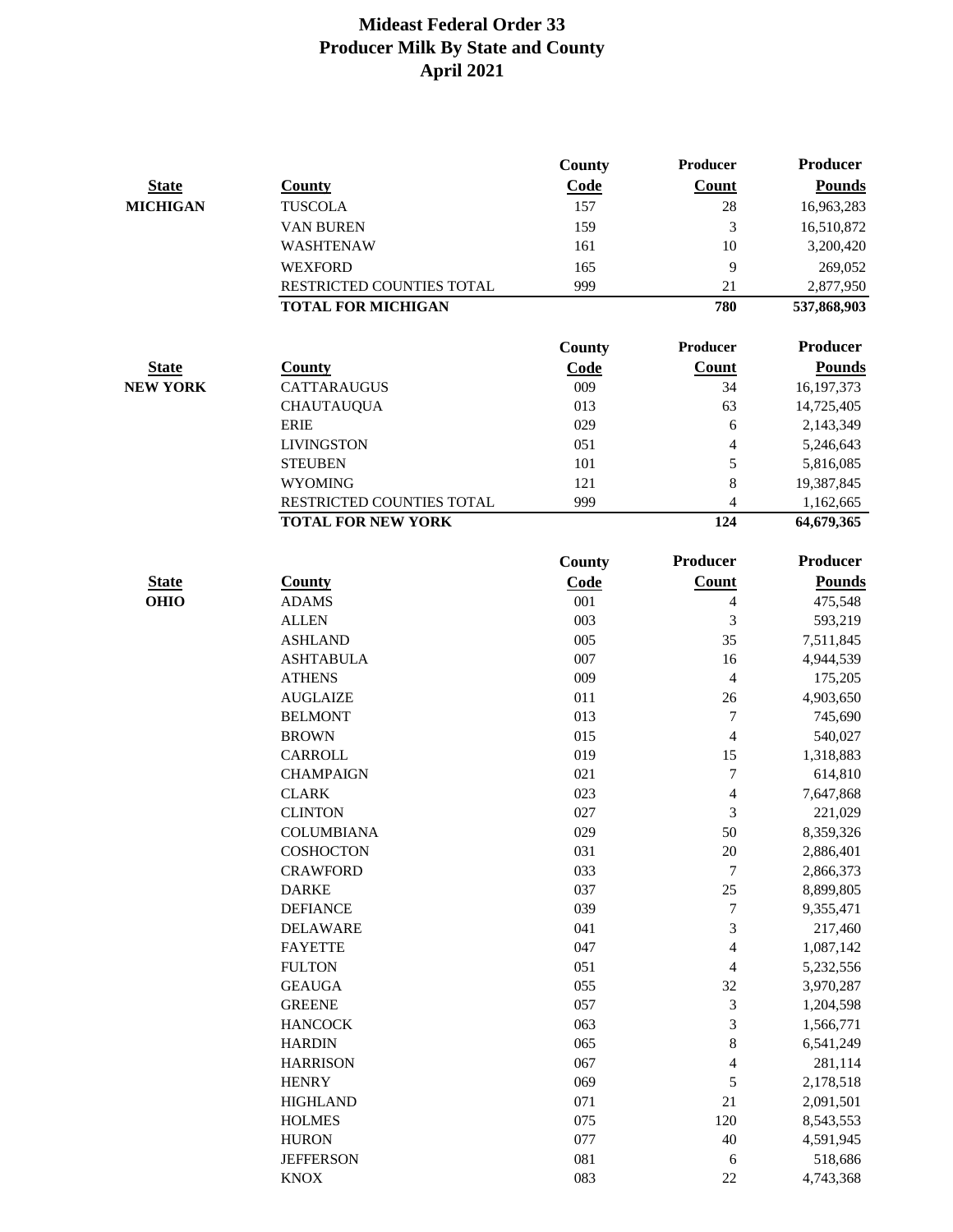# Mideast Federal Order 33
## Producer Milk By State and County
## April 2021

| State | County | County Code | Producer Count | Producer Pounds |
|---|---|---|---|---|
| **MICHIGAN** | TUSCOLA | 157 | 28 | 16,963,283 |
| | VAN BUREN | 159 | 3 | 16,510,872 |
| | WASHTENAW | 161 | 10 | 3,200,420 |
| | WEXFORD | 165 | 9 | 269,052 |
| | RESTRICTED COUNTIES TOTAL | 999 | 21 | 2,877,950 |
| | **TOTAL FOR MICHIGAN** | | **780** | **537,868,903** |

| State | County | County Code | Producer Count | Producer Pounds |
|---|---|---|---|---|
| **NEW YORK** | CATTARAUGUS | 009 | 34 | 16,197,373 |
| | CHAUTAUQUA | 013 | 63 | 14,725,405 |
| | ERIE | 029 | 6 | 2,143,349 |
| | LIVINGSTON | 051 | 4 | 5,246,643 |
| | STEUBEN | 101 | 5 | 5,816,085 |
| | WYOMING | 121 | 8 | 19,387,845 |
| | RESTRICTED COUNTIES TOTAL | 999 | 4 | 1,162,665 |
| | **TOTAL FOR NEW YORK** | | **124** | **64,679,365** |

| State | County | County Code | Producer Count | Producer Pounds |
|---|---|---|---|---|
| **OHIO** | ADAMS | 001 | 4 | 475,548 |
| | ALLEN | 003 | 3 | 593,219 |
| | ASHLAND | 005 | 35 | 7,511,845 |
| | ASHTABULA | 007 | 16 | 4,944,539 |
| | ATHENS | 009 | 4 | 175,205 |
| | AUGLAIZE | 011 | 26 | 4,903,650 |
| | BELMONT | 013 | 7 | 745,690 |
| | BROWN | 015 | 4 | 540,027 |
| | CARROLL | 019 | 15 | 1,318,883 |
| | CHAMPAIGN | 021 | 7 | 614,810 |
| | CLARK | 023 | 4 | 7,647,868 |
| | CLINTON | 027 | 3 | 221,029 |
| | COLUMBIANA | 029 | 50 | 8,359,326 |
| | COSHOCTON | 031 | 20 | 2,886,401 |
| | CRAWFORD | 033 | 7 | 2,866,373 |
| | DARKE | 037 | 25 | 8,899,805 |
| | DEFIANCE | 039 | 7 | 9,355,471 |
| | DELAWARE | 041 | 3 | 217,460 |
| | FAYETTE | 047 | 4 | 1,087,142 |
| | FULTON | 051 | 4 | 5,232,556 |
| | GEAUGA | 055 | 32 | 3,970,287 |
| | GREENE | 057 | 3 | 1,204,598 |
| | HANCOCK | 063 | 3 | 1,566,771 |
| | HARDIN | 065 | 8 | 6,541,249 |
| | HARRISON | 067 | 4 | 281,114 |
| | HENRY | 069 | 5 | 2,178,518 |
| | HIGHLAND | 071 | 21 | 2,091,501 |
| | HOLMES | 075 | 120 | 8,543,553 |
| | HURON | 077 | 40 | 4,591,945 |
| | JEFFERSON | 081 | 6 | 518,686 |
| | KNOX | 083 | 22 | 4,743,368 |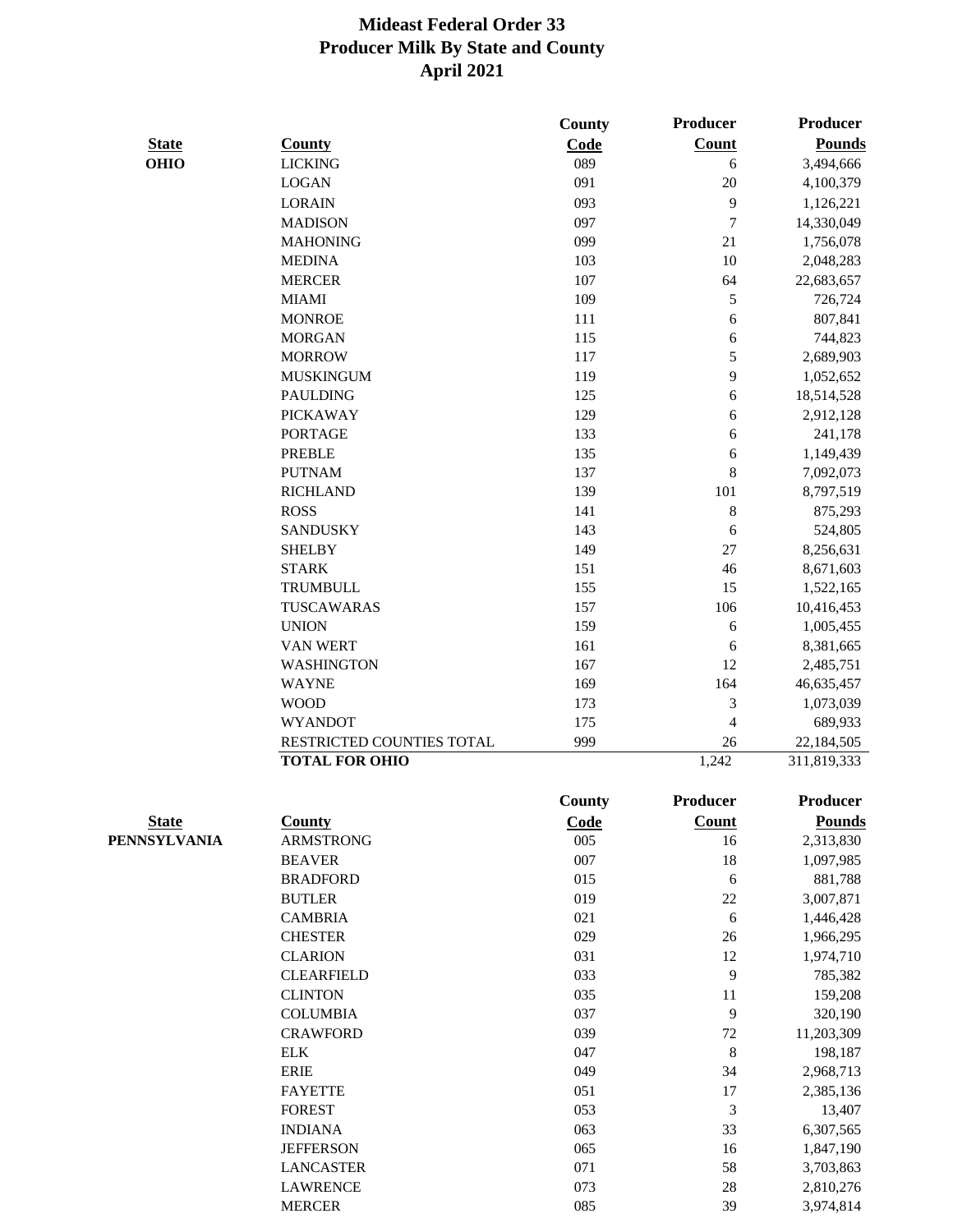# Mideast Federal Order 33
## Producer Milk By State and County
## April 2021

| State | County | County Code | Producer Count | Producer Pounds |
|---|---|---|---|---|
| OHIO | LICKING | 089 | 6 | 3,494,666 |
| | LOGAN | 091 | 20 | 4,100,379 |
| | LORAIN | 093 | 9 | 1,126,221 |
| | MADISON | 097 | 7 | 14,330,049 |
| | MAHONING | 099 | 21 | 1,756,078 |
| | MEDINA | 103 | 10 | 2,048,283 |
| | MERCER | 107 | 64 | 22,683,657 |
| | MIAMI | 109 | 5 | 726,724 |
| | MONROE | 111 | 6 | 807,841 |
| | MORGAN | 115 | 6 | 744,823 |
| | MORROW | 117 | 5 | 2,689,903 |
| | MUSKINGUM | 119 | 9 | 1,052,652 |
| | PAULDING | 125 | 6 | 18,514,528 |
| | PICKAWAY | 129 | 6 | 2,912,128 |
| | PORTAGE | 133 | 6 | 241,178 |
| | PREBLE | 135 | 6 | 1,149,439 |
| | PUTNAM | 137 | 8 | 7,092,073 |
| | RICHLAND | 139 | 101 | 8,797,519 |
| | ROSS | 141 | 8 | 875,293 |
| | SANDUSKY | 143 | 6 | 524,805 |
| | SHELBY | 149 | 27 | 8,256,631 |
| | STARK | 151 | 46 | 8,671,603 |
| | TRUMBULL | 155 | 15 | 1,522,165 |
| | TUSCAWARAS | 157 | 106 | 10,416,453 |
| | UNION | 159 | 6 | 1,005,455 |
| | VAN WERT | 161 | 6 | 8,381,665 |
| | WASHINGTON | 167 | 12 | 2,485,751 |
| | WAYNE | 169 | 164 | 46,635,457 |
| | WOOD | 173 | 3 | 1,073,039 |
| | WYANDOT | 175 | 4 | 689,933 |
| | RESTRICTED COUNTIES TOTAL | 999 | 26 | 22,184,505 |
| | **TOTAL FOR OHIO** | | 1,242 | 311,819,333 |

| State | County | County Code | Producer Count | Producer Pounds |
|---|---|---|---|---|
| PENNSYLVANIA | ARMSTRONG | 005 | 16 | 2,313,830 |
| | BEAVER | 007 | 18 | 1,097,985 |
| | BRADFORD | 015 | 6 | 881,788 |
| | BUTLER | 019 | 22 | 3,007,871 |
| | CAMBRIA | 021 | 6 | 1,446,428 |
| | CHESTER | 029 | 26 | 1,966,295 |
| | CLARION | 031 | 12 | 1,974,710 |
| | CLEARFIELD | 033 | 9 | 785,382 |
| | CLINTON | 035 | 11 | 159,208 |
| | COLUMBIA | 037 | 9 | 320,190 |
| | CRAWFORD | 039 | 72 | 11,203,309 |
| | ELK | 047 | 8 | 198,187 |
| | ERIE | 049 | 34 | 2,968,713 |
| | FAYETTE | 051 | 17 | 2,385,136 |
| | FOREST | 053 | 3 | 13,407 |
| | INDIANA | 063 | 33 | 6,307,565 |
| | JEFFERSON | 065 | 16 | 1,847,190 |
| | LANCASTER | 071 | 58 | 3,703,863 |
| | LAWRENCE | 073 | 28 | 2,810,276 |
| | MERCER | 085 | 39 | 3,974,814 |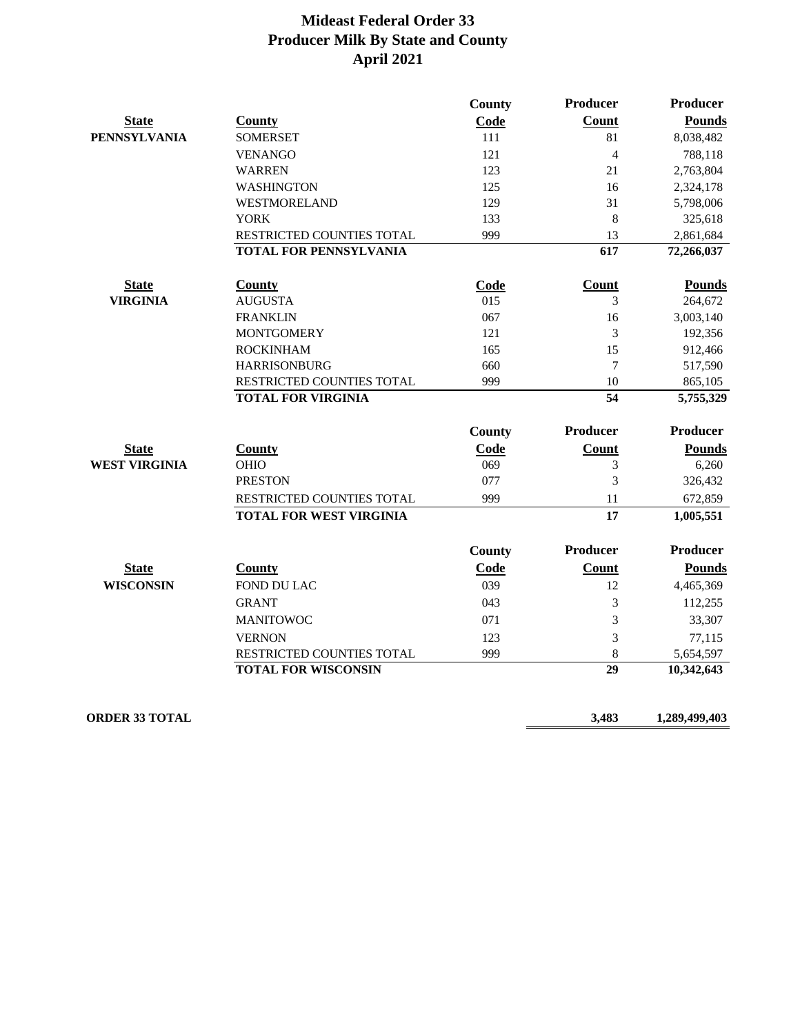# Mideast Federal Order 33
## Producer Milk By State and County
## April 2021

| State | County | County Code | Producer Count | Producer Pounds |
|---|---|---|---|---|
| PENNSYLVANIA | SOMERSET | 111 | 81 | 8,038,482 |
| | VENANGO | 121 | 4 | 788,118 |
| | WARREN | 123 | 21 | 2,763,804 |
| | WASHINGTON | 125 | 16 | 2,324,178 |
| | WESTMORELAND | 129 | 31 | 5,798,006 |
| | YORK | 133 | 8 | 325,618 |
| | RESTRICTED COUNTIES TOTAL | 999 | 13 | 2,861,684 |
| | **TOTAL FOR PENNSYLVANIA** | | **617** | **72,266,037** |

| State | County | Code | Count | Pounds |
|---|---|---|---|---|
| VIRGINIA | AUGUSTA | 015 | 3 | 264,672 |
| | FRANKLIN | 067 | 16 | 3,003,140 |
| | MONTGOMERY | 121 | 3 | 192,356 |
| | ROCKINHAM | 165 | 15 | 912,466 |
| | HARRISONBURG | 660 | 7 | 517,590 |
| | RESTRICTED COUNTIES TOTAL | 999 | 10 | 865,105 |
| | **TOTAL FOR VIRGINIA** | | **54** | **5,755,329** |

| State | County | County Code | Producer Count | Producer Pounds |
|---|---|---|---|---|
| WEST VIRGINIA | OHIO | 069 | 3 | 6,260 |
| | PRESTON | 077 | 3 | 326,432 |
| | RESTRICTED COUNTIES TOTAL | 999 | 11 | 672,859 |
| | **TOTAL FOR WEST VIRGINIA** | | **17** | **1,005,551** |

| State | County | County Code | Producer Count | Producer Pounds |
|---|---|---|---|---|
| WISCONSIN | FOND DU LAC | 039 | 12 | 4,465,369 |
| | GRANT | 043 | 3 | 112,255 |
| | MANITOWOC | 071 | 3 | 33,307 |
| | VERNON | 123 | 3 | 77,115 |
| | RESTRICTED COUNTIES TOTAL | 999 | 8 | 5,654,597 |
| | **TOTAL FOR WISCONSIN** | | **29** | **10,342,643** |

| | | | | |
|---|---|---|---|---|
| **ORDER 33 TOTAL** | | | **3,483** | **1,289,499,403** |